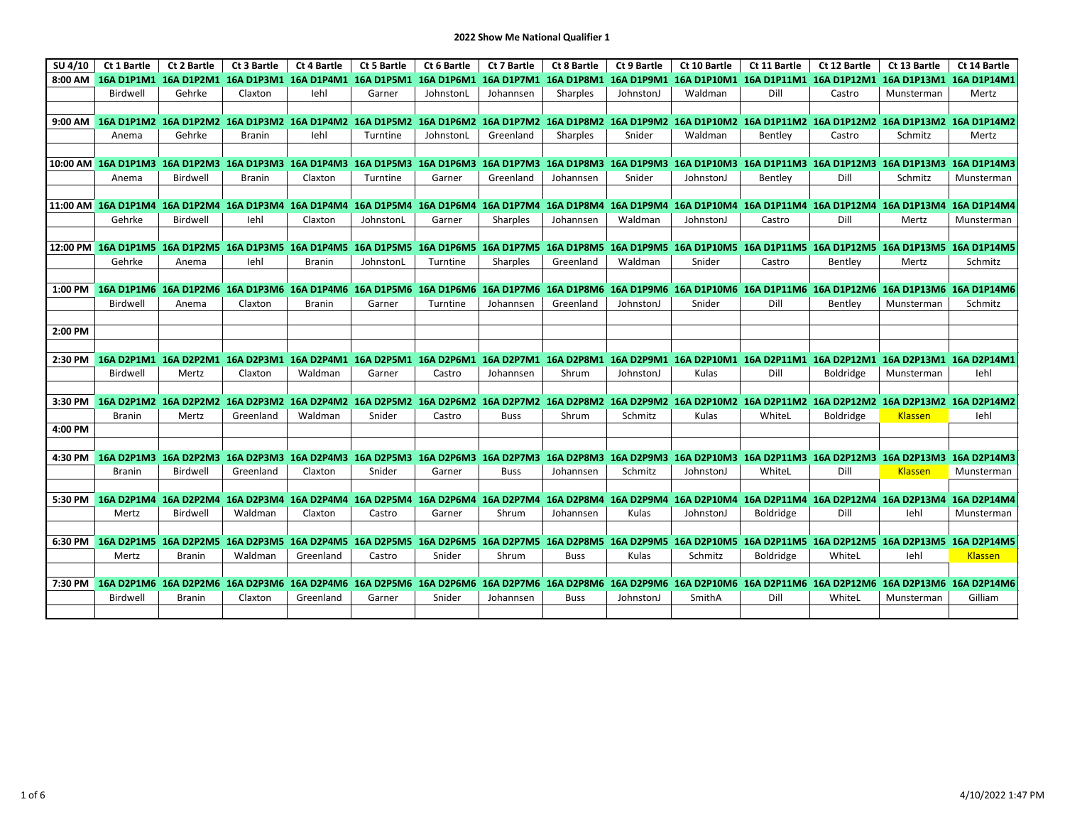## 2022 Show Me National Qualifier 1

| SU 4/10 | Ct 1 Bartle | Ct 2 Bartle | Ct 3 Bartle | Ct 4 Bartle | Ct 5 Bartle | Ct 6 Bartle | Ct 7 Bartle | Ct 8 Bartle | Ct 9 Bartle | Ct 10 Bartle | Ct 11 Bartle | Ct 12 Bartle | Ct 13 Bartle | Ct 14 Bartle |
|---|---|---|---|---|---|---|---|---|---|---|---|---|---|---|
| 8:00 AM | 16A D1P1M1 | 16A D1P2M1 | 16A D1P3M1 | 16A D1P4M1 | 16A D1P5M1 | 16A D1P6M1 | 16A D1P7M1 | 16A D1P8M1 | 16A D1P9M1 | 16A D1P10M1 | 16A D1P11M1 | 16A D1P12M1 | 16A D1P13M1 | 16A D1P14M1 |
| | Birdwell | Gehrke | Claxton | Iehl | Garner | JohnstonL | Johannsen | Sharples | JohnstonJ | Waldman | Dill | Castro | Munsterman | Mertz |
| | | | | | | | | | | | | | | |
| 9:00 AM | 16A D1P1M2 | 16A D1P2M2 | 16A D1P3M2 | 16A D1P4M2 | 16A D1P5M2 | 16A D1P6M2 | 16A D1P7M2 | 16A D1P8M2 | 16A D1P9M2 | 16A D1P10M2 | 16A D1P11M2 | 16A D1P12M2 | 16A D1P13M2 | 16A D1P14M2 |
| | Anema | Gehrke | Branin | Iehl | Turntine | JohnstonL | Greenland | Sharples | Snider | Waldman | Bentley | Castro | Schmitz | Mertz |
| | | | | | | | | | | | | | | |
| 10:00 AM | 16A D1P1M3 | 16A D1P2M3 | 16A D1P3M3 | 16A D1P4M3 | 16A D1P5M3 | 16A D1P6M3 | 16A D1P7M3 | 16A D1P8M3 | 16A D1P9M3 | 16A D1P10M3 | 16A D1P11M3 | 16A D1P12M3 | 16A D1P13M3 | 16A D1P14M3 |
| | Anema | Birdwell | Branin | Claxton | Turntine | Garner | Greenland | Johannsen | Snider | JohnstonJ | Bentley | Dill | Schmitz | Munsterman |
| | | | | | | | | | | | | | | |
| 11:00 AM | 16A D1P1M4 | 16A D1P2M4 | 16A D1P3M4 | 16A D1P4M4 | 16A D1P5M4 | 16A D1P6M4 | 16A D1P7M4 | 16A D1P8M4 | 16A D1P9M4 | 16A D1P10M4 | 16A D1P11M4 | 16A D1P12M4 | 16A D1P13M4 | 16A D1P14M4 |
| | Gehrke | Birdwell | Iehl | Claxton | JohnstonL | Garner | Sharples | Johannsen | Waldman | JohnstonJ | Castro | Dill | Mertz | Munsterman |
| | | | | | | | | | | | | | | |
| 12:00 PM | 16A D1P1M5 | 16A D1P2M5 | 16A D1P3M5 | 16A D1P4M5 | 16A D1P5M5 | 16A D1P6M5 | 16A D1P7M5 | 16A D1P8M5 | 16A D1P9M5 | 16A D1P10M5 | 16A D1P11M5 | 16A D1P12M5 | 16A D1P13M5 | 16A D1P14M5 |
| | Gehrke | Anema | Iehl | Branin | JohnstonL | Turntine | Sharples | Greenland | Waldman | Snider | Castro | Bentley | Mertz | Schmitz |
| | | | | | | | | | | | | | | |
| 1:00 PM | 16A D1P1M6 | 16A D1P2M6 | 16A D1P3M6 | 16A D1P4M6 | 16A D1P5M6 | 16A D1P6M6 | 16A D1P7M6 | 16A D1P8M6 | 16A D1P9M6 | 16A D1P10M6 | 16A D1P11M6 | 16A D1P12M6 | 16A D1P13M6 | 16A D1P14M6 |
| | Birdwell | Anema | Claxton | Branin | Garner | Turntine | Johannsen | Greenland | JohnstonJ | Snider | Dill | Bentley | Munsterman | Schmitz |
| | | | | | | | | | | | | | | |
| 2:00 PM | | | | | | | | | | | | | | |
| | | | | | | | | | | | | | | |
| 2:30 PM | 16A D2P1M1 | 16A D2P2M1 | 16A D2P3M1 | 16A D2P4M1 | 16A D2P5M1 | 16A D2P6M1 | 16A D2P7M1 | 16A D2P8M1 | 16A D2P9M1 | 16A D2P10M1 | 16A D2P11M1 | 16A D2P12M1 | 16A D2P13M1 | 16A D2P14M1 |
| | Birdwell | Mertz | Claxton | Waldman | Garner | Castro | Johannsen | Shrum | JohnstonJ | Kulas | Dill | Boldridge | Munsterman | Iehl |
| | | | | | | | | | | | | | | |
| 3:30 PM | 16A D2P1M2 | 16A D2P2M2 | 16A D2P3M2 | 16A D2P4M2 | 16A D2P5M2 | 16A D2P6M2 | 16A D2P7M2 | 16A D2P8M2 | 16A D2P9M2 | 16A D2P10M2 | 16A D2P11M2 | 16A D2P12M2 | 16A D2P13M2 | 16A D2P14M2 |
| | Branin | Mertz | Greenland | Waldman | Snider | Castro | Buss | Shrum | Schmitz | Kulas | WhiteL | Boldridge | Klassen | Iehl |
| 4:00 PM | | | | | | | | | | | | | | |
| | | | | | | | | | | | | | | |
| 4:30 PM | 16A D2P1M3 | 16A D2P2M3 | 16A D2P3M3 | 16A D2P4M3 | 16A D2P5M3 | 16A D2P6M3 | 16A D2P7M3 | 16A D2P8M3 | 16A D2P9M3 | 16A D2P10M3 | 16A D2P11M3 | 16A D2P12M3 | 16A D2P13M3 | 16A D2P14M3 |
| | Branin | Birdwell | Greenland | Claxton | Snider | Garner | Buss | Johannsen | Schmitz | JohnstonJ | WhiteL | Dill | Klassen | Munsterman |
| | | | | | | | | | | | | | | |
| 5:30 PM | 16A D2P1M4 | 16A D2P2M4 | 16A D2P3M4 | 16A D2P4M4 | 16A D2P5M4 | 16A D2P6M4 | 16A D2P7M4 | 16A D2P8M4 | 16A D2P9M4 | 16A D2P10M4 | 16A D2P11M4 | 16A D2P12M4 | 16A D2P13M4 | 16A D2P14M4 |
| | Mertz | Birdwell | Waldman | Claxton | Castro | Garner | Shrum | Johannsen | Kulas | JohnstonJ | Boldridge | Dill | Iehl | Munsterman |
| | | | | | | | | | | | | | | |
| 6:30 PM | 16A D2P1M5 | 16A D2P2M5 | 16A D2P3M5 | 16A D2P4M5 | 16A D2P5M5 | 16A D2P6M5 | 16A D2P7M5 | 16A D2P8M5 | 16A D2P9M5 | 16A D2P10M5 | 16A D2P11M5 | 16A D2P12M5 | 16A D2P13M5 | 16A D2P14M5 |
| | Mertz | Branin | Waldman | Greenland | Castro | Snider | Shrum | Buss | Kulas | Schmitz | Boldridge | WhiteL | Iehl | Klassen |
| | | | | | | | | | | | | | | |
| 7:30 PM | 16A D2P1M6 | 16A D2P2M6 | 16A D2P3M6 | 16A D2P4M6 | 16A D2P5M6 | 16A D2P6M6 | 16A D2P7M6 | 16A D2P8M6 | 16A D2P9M6 | 16A D2P10M6 | 16A D2P11M6 | 16A D2P12M6 | 16A D2P13M6 | 16A D2P14M6 |
| | Birdwell | Branin | Claxton | Greenland | Garner | Snider | Johannsen | Buss | JohnstonJ | SmithA | Dill | WhiteL | Munsterman | Gilliam |
| | | | | | | | | | | | | | | |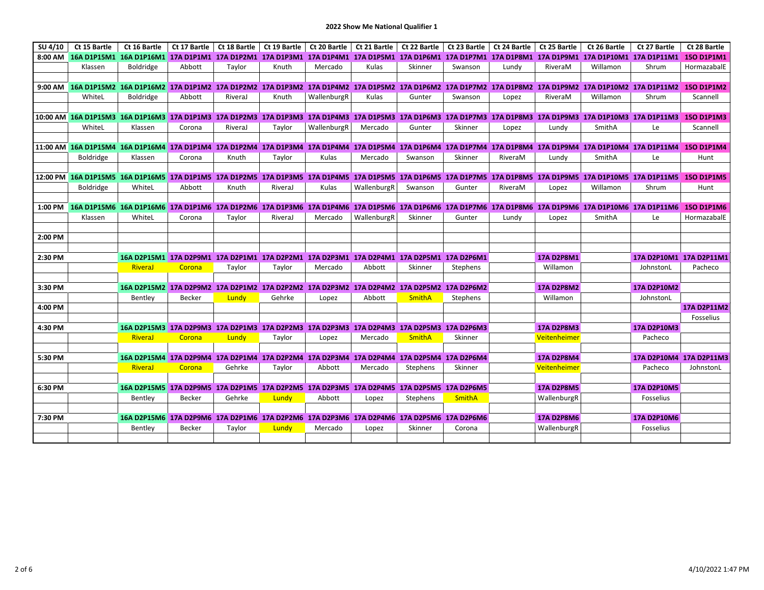# 2022 Show Me National Qualifier 1

| SU 4/10 | Ct 15 Bartle | Ct 16 Bartle | Ct 17 Bartle | Ct 18 Bartle | Ct 19 Bartle | Ct 20 Bartle | Ct 21 Bartle | Ct 22 Bartle | Ct 23 Bartle | Ct 24 Bartle | Ct 25 Bartle | Ct 26 Bartle | Ct 27 Bartle | Ct 28 Bartle |
|---|---|---|---|---|---|---|---|---|---|---|---|---|---|---|
| 8:00 AM | 16A D1P15M1 | 16A D1P16M1 | 17A D1P1M1 | 17A D1P2M1 | 17A D1P3M1 | 17A D1P4M1 | 17A D1P5M1 | 17A D1P6M1 | 17A D1P7M1 | 17A D1P8M1 | 17A D1P9M1 | 17A D1P10M1 | 17A D1P11M1 | 15O D1P1M1 |
| | Klassen | Boldridge | Abbott | Taylor | Knuth | Mercado | Kulas | Skinner | Swanson | Lundy | RiveraM | Willamon | Shrum | HormazabalE |
| 9:00 AM | 16A D1P15M2 | 16A D1P16M2 | 17A D1P1M2 | 17A D1P2M2 | 17A D1P3M2 | 17A D1P4M2 | 17A D1P5M2 | 17A D1P6M2 | 17A D1P7M2 | 17A D1P8M2 | 17A D1P9M2 | 17A D1P10M2 | 17A D1P11M2 | 15O D1P1M2 |
| | WhiteL | Boldridge | Abbott | RiveraJ | Knuth | WallenburgR | Kulas | Gunter | Swanson | Lopez | RiveraM | Willamon | Shrum | Scannell |
| 10:00 AM | 16A D1P15M3 | 16A D1P16M3 | 17A D1P1M3 | 17A D1P2M3 | 17A D1P3M3 | 17A D1P4M3 | 17A D1P5M3 | 17A D1P6M3 | 17A D1P7M3 | 17A D1P8M3 | 17A D1P9M3 | 17A D1P10M3 | 17A D1P11M3 | 15O D1P1M3 |
| | WhiteL | Klassen | Corona | RiveraJ | Taylor | WallenburgR | Mercado | Gunter | Skinner | Lopez | Lundy | SmithA | Le | Scannell |
| 11:00 AM | 16A D1P15M4 | 16A D1P16M4 | 17A D1P1M4 | 17A D1P2M4 | 17A D1P3M4 | 17A D1P4M4 | 17A D1P5M4 | 17A D1P6M4 | 17A D1P7M4 | 17A D1P8M4 | 17A D1P9M4 | 17A D1P10M4 | 17A D1P11M4 | 15O D1P1M4 |
| | Boldridge | Klassen | Corona | Knuth | Taylor | Kulas | Mercado | Swanson | Skinner | RiveraM | Lundy | SmithA | Le | Hunt |
| 12:00 PM | 16A D1P15M5 | 16A D1P16M5 | 17A D1P1M5 | 17A D1P2M5 | 17A D1P3M5 | 17A D1P4M5 | 17A D1P5M5 | 17A D1P6M5 | 17A D1P7M5 | 17A D1P8M5 | 17A D1P9M5 | 17A D1P10M5 | 17A D1P11M5 | 15O D1P1M5 |
| | Boldridge | WhiteL | Abbott | Knuth | RiveraJ | Kulas | WallenburgR | Swanson | Gunter | RiveraM | Lopez | Willamon | Shrum | Hunt |
| 1:00 PM | 16A D1P15M6 | 16A D1P16M6 | 17A D1P1M6 | 17A D1P2M6 | 17A D1P3M6 | 17A D1P4M6 | 17A D1P5M6 | 17A D1P6M6 | 17A D1P7M6 | 17A D1P8M6 | 17A D1P9M6 | 17A D1P10M6 | 17A D1P11M6 | 15O D1P1M6 |
| | Klassen | WhiteL | Corona | Taylor | RiveraJ | Mercado | WallenburgR | Skinner | Gunter | Lundy | Lopez | SmithA | Le | HormazabalE |
| 2:00 PM | | | | | | | | | | | | | | |
| 2:30 PM | | 16A D2P15M1 | 17A D2P9M1 | 17A D2P1M1 | 17A D2P2M1 | 17A D2P3M1 | 17A D2P4M1 | 17A D2P5M1 | 17A D2P6M1 | | 17A D2P8M1 | | 17A D2P10M1 | 17A D2P11M1 |
| | | RiveraJ | Corona | Taylor | Taylor | Mercado | Abbott | Skinner | Stephens | | Willamon | | JohnstonL | Pacheco |
| 3:30 PM | | 16A D2P15M2 | 17A D2P9M2 | 17A D2P1M2 | 17A D2P2M2 | 17A D2P3M2 | 17A D2P4M2 | 17A D2P5M2 | 17A D2P6M2 | | 17A D2P8M2 | | 17A D2P10M2 | |
| | | Bentley | Becker | Lundy | Gehrke | Lopez | Abbott | SmithA | Stephens | | Willamon | | JohnstonL | |
| 4:00 PM | | | | | | | | | | | | | | 17A D2P11M2 |
| | | | | | | | | | | | | | | Fosselius |
| 4:30 PM | | 16A D2P15M3 | 17A D2P9M3 | 17A D2P1M3 | 17A D2P2M3 | 17A D2P3M3 | 17A D2P4M3 | 17A D2P5M3 | 17A D2P6M3 | | 17A D2P8M3 | | 17A D2P10M3 | |
| | | RiveraJ | Corona | Lundy | Taylor | Lopez | Mercado | SmithA | Skinner | | Veitenheimer | | Pacheco | |
| 5:30 PM | | 16A D2P15M4 | 17A D2P9M4 | 17A D2P1M4 | 17A D2P2M4 | 17A D2P3M4 | 17A D2P4M4 | 17A D2P5M4 | 17A D2P6M4 | | 17A D2P8M4 | | 17A D2P10M4 | 17A D2P11M3 |
| | | RiveraJ | Corona | Gehrke | Taylor | Abbott | Mercado | Stephens | Skinner | | Veitenheimer | | Pacheco | JohnstonL |
| 6:30 PM | | 16A D2P15M5 | 17A D2P9M5 | 17A D2P1M5 | 17A D2P2M5 | 17A D2P3M5 | 17A D2P4M5 | 17A D2P5M5 | 17A D2P6M5 | | 17A D2P8M5 | | 17A D2P10M5 | |
| | | Bentley | Becker | Gehrke | Lundy | Abbott | Lopez | Stephens | SmithA | | WallenburgR | | Fosselius | |
| 7:30 PM | | 16A D2P15M6 | 17A D2P9M6 | 17A D2P1M6 | 17A D2P2M6 | 17A D2P3M6 | 17A D2P4M6 | 17A D2P5M6 | 17A D2P6M6 | | 17A D2P8M6 | | 17A D2P10M6 | |
| | | Bentley | Becker | Taylor | Lundy | Mercado | Lopez | Skinner | Corona | | WallenburgR | | Fosselius | |

4/10/2022 1:47 PM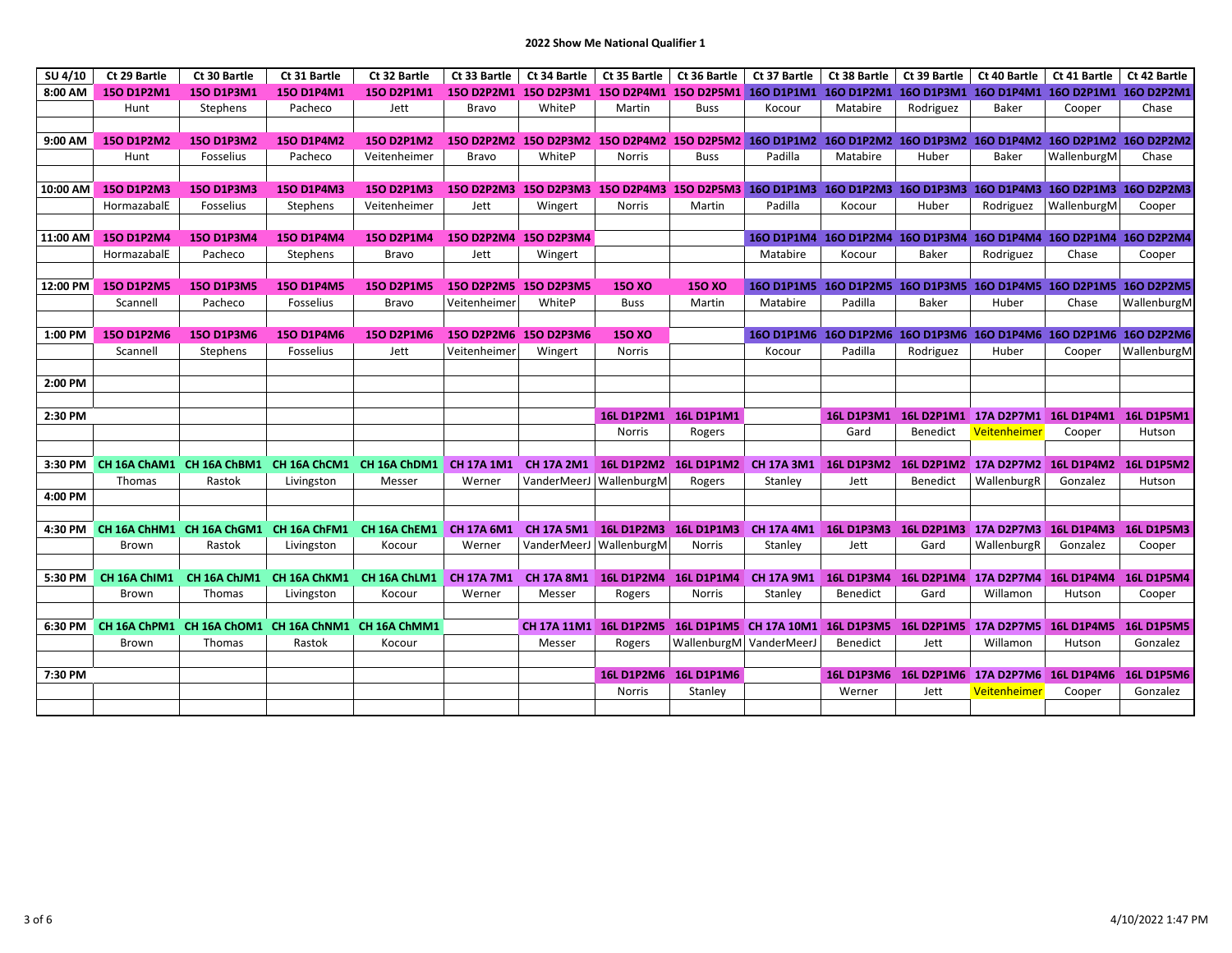## 2022 Show Me National Qualifier 1

| SU 4/10 | Ct 29 Bartle | Ct 30 Bartle | Ct 31 Bartle | Ct 32 Bartle | Ct 33 Bartle | Ct 34 Bartle | Ct 35 Bartle | Ct 36 Bartle | Ct 37 Bartle | Ct 38 Bartle | Ct 39 Bartle | Ct 40 Bartle | Ct 41 Bartle | Ct 42 Bartle |
|---|---|---|---|---|---|---|---|---|---|---|---|---|---|---|
| 8:00 AM | 15O D1P2M1 | 15O D1P3M1 | 15O D1P4M1 | 15O D2P1M1 | 15O D2P2M1 | 15O D2P3M1 | 15O D2P4M1 | 15O D2P5M1 | 16O D1P1M1 | 16O D1P2M1 | 16O D1P3M1 | 16O D1P4M1 | 16O D2P1M1 | 16O D2P2M1 |
| | Hunt | Stephens | Pacheco | Jett | Bravo | WhiteP | Martin | Buss | Kocour | Matabire | Rodriguez | Baker | Cooper | Chase |
| 9:00 AM | 15O D1P2M2 | 15O D1P3M2 | 15O D1P4M2 | 15O D2P1M2 | 15O D2P2M2 | 15O D2P3M2 | 15O D2P4M2 | 15O D2P5M2 | 16O D1P1M2 | 16O D1P2M2 | 16O D1P3M2 | 16O D1P4M2 | 16O D2P1M2 | 16O D2P2M2 |
| | Hunt | Fosselius | Pacheco | Veitenheimer | Bravo | WhiteP | Norris | Buss | Padilla | Matabire | Huber | Baker | WallenburgM | Chase |
| 10:00 AM | 15O D1P2M3 | 15O D1P3M3 | 15O D1P4M3 | 15O D2P1M3 | 15O D2P2M3 | 15O D2P3M3 | 15O D2P4M3 | 15O D2P5M3 | 16O D1P1M3 | 16O D1P2M3 | 16O D1P3M3 | 16O D1P4M3 | 16O D2P1M3 | 16O D2P2M3 |
| | HormazabalE | Fosselius | Stephens | Veitenheimer | Jett | Wingert | Norris | Martin | Padilla | Kocour | Huber | Rodriguez | WallenburgM | Cooper |
| 11:00 AM | 15O D1P2M4 | 15O D1P3M4 | 15O D1P4M4 | 15O D2P1M4 | 15O D2P2M4 | 15O D2P3M4 | | | 16O D1P1M4 | 16O D1P2M4 | 16O D1P3M4 | 16O D1P4M4 | 16O D2P1M4 | 16O D2P2M4 |
| | HormazabalE | Pacheco | Stephens | Bravo | Jett | Wingert | | | Matabire | Kocour | Baker | Rodriguez | Chase | Cooper |
| 12:00 PM | 15O D1P2M5 | 15O D1P3M5 | 15O D1P4M5 | 15O D2P1M5 | 15O D2P2M5 | 15O D2P3M5 | 15O XO | 15O XO | 16O D1P1M5 | 16O D1P2M5 | 16O D1P3M5 | 16O D1P4M5 | 16O D2P1M5 | 16O D2P2M5 |
| | Scannell | Pacheco | Fosselius | Bravo | Veitenheimer | WhiteP | Buss | Martin | Matabire | Padilla | Baker | Huber | Chase | WallenburgM |
| 1:00 PM | 15O D1P2M6 | 15O D1P3M6 | 15O D1P4M6 | 15O D2P1M6 | 15O D2P2M6 | 15O D2P3M6 | 15O XO | | 16O D1P1M6 | 16O D1P2M6 | 16O D1P3M6 | 16O D1P4M6 | 16O D2P1M6 | 16O D2P2M6 |
| | Scannell | Stephens | Fosselius | Jett | Veitenheimer | Wingert | Norris | | Kocour | Padilla | Rodriguez | Huber | Cooper | WallenburgM |
| 2:00 PM | | | | | | | | | | | | | | |
| 2:30 PM | | | | | | | 16L D1P2M1 | 16L D1P1M1 | | 16L D1P3M1 | 16L D2P1M1 | 17A D2P7M1 | 16L D1P4M1 | 16L D1P5M1 |
| | | | | | | | Norris | Rogers | | Gard | Benedict | Veitenheimer | Cooper | Hutson |
| 3:30 PM | CH 16A ChAM1 | CH 16A ChBM1 | CH 16A ChCM1 | CH 16A ChDM1 | CH 17A 1M1 | CH 17A 2M1 | 16L D1P2M2 | 16L D1P1M2 | CH 17A 3M1 | 16L D1P3M2 | 16L D2P1M2 | 17A D2P7M2 | 16L D1P4M2 | 16L D1P5M2 |
| | Thomas | Rastok | Livingston | Messer | Werner | VanderMeerJ | WallenburgM | Rogers | Stanley | Jett | Benedict | WallenburgR | Gonzalez | Hutson |
| 4:00 PM | | | | | | | | | | | | | | |
| 4:30 PM | CH 16A ChHM1 | CH 16A ChGM1 | CH 16A ChFM1 | CH 16A ChEM1 | CH 17A 6M1 | CH 17A 5M1 | 16L D1P2M3 | 16L D1P1M3 | CH 17A 4M1 | 16L D1P3M3 | 16L D2P1M3 | 17A D2P7M3 | 16L D1P4M3 | 16L D1P5M3 |
| | Brown | Rastok | Livingston | Kocour | Werner | VanderMeerJ | WallenburgM | Norris | Stanley | Jett | Gard | WallenburgR | Gonzalez | Cooper |
| 5:30 PM | CH 16A ChIM1 | CH 16A ChJM1 | CH 16A ChKM1 | CH 16A ChLM1 | CH 17A 7M1 | CH 17A 8M1 | 16L D1P2M4 | 16L D1P1M4 | CH 17A 9M1 | 16L D1P3M4 | 16L D2P1M4 | 17A D2P7M4 | 16L D1P4M4 | 16L D1P5M4 |
| | Brown | Thomas | Livingston | Kocour | Werner | Messer | Rogers | Norris | Stanley | Benedict | Gard | Willamon | Hutson | Cooper |
| 6:30 PM | CH 16A ChPM1 | CH 16A ChOM1 | CH 16A ChNM1 | CH 16A ChMM1 | | CH 17A 11M1 | 16L D1P2M5 | 16L D1P1M5 | CH 17A 10M1 | 16L D1P3M5 | 16L D2P1M5 | 17A D2P7M5 | 16L D1P4M5 | 16L D1P5M5 |
| | Brown | Thomas | Rastok | Kocour | | Messer | Rogers | WallenburgM | VanderMeerJ | Benedict | Jett | Willamon | Hutson | Gonzalez |
| 7:30 PM | | | | | | | 16L D1P2M6 | 16L D1P1M6 | | 16L D1P3M6 | 16L D2P1M6 | 17A D2P7M6 | 16L D1P4M6 | 16L D1P5M6 |
| | | | | | | | Norris | Stanley | | Werner | Jett | Veitenheimer | Cooper | Gonzalez |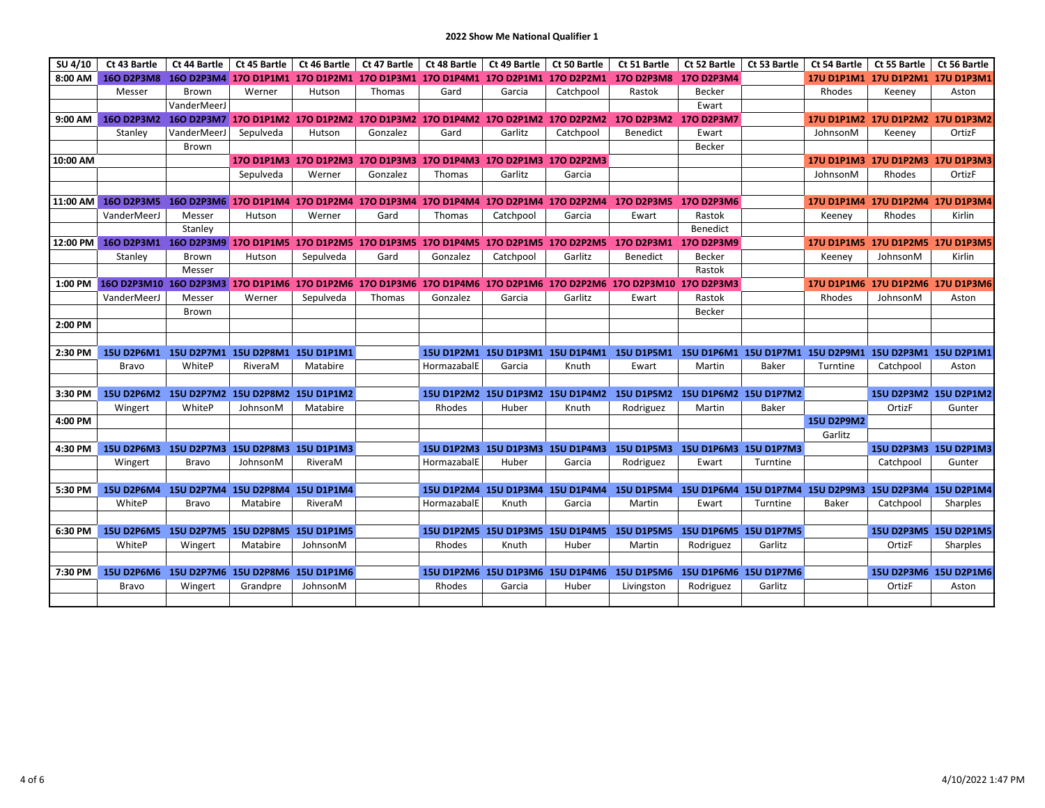## 2022 Show Me National Qualifier 1

| SU 4/10 | Ct 43 Bartle | Ct 44 Bartle | Ct 45 Bartle | Ct 46 Bartle | Ct 47 Bartle | Ct 48 Bartle | Ct 49 Bartle | Ct 50 Bartle | Ct 51 Bartle | Ct 52 Bartle | Ct 53 Bartle | Ct 54 Bartle | Ct 55 Bartle | Ct 56 Bartle |
|---|---|---|---|---|---|---|---|---|---|---|---|---|---|---|
| 8:00 AM | 16O D2P3M8 | 16O D2P3M4 | 17O D1P1M1 | 17O D1P2M1 | 17O D1P3M1 | 17O D1P4M1 | 17O D2P1M1 | 17O D2P2M1 | 17O D2P3M8 | 17O D2P3M4 | | 17U D1P1M1 | 17U D1P2M1 | 17U D1P3M1 |
| | Messer | Brown | Werner | Hutson | Thomas | Gard | Garcia | Catchpool | Rastok | Becker | | Rhodes | Keeney | Aston |
| | | VanderMeerJ | | | | | | | | Ewart | | | | |
| 9:00 AM | 16O D2P3M2 | 16O D2P3M7 | 17O D1P1M2 | 17O D1P2M2 | 17O D1P3M2 | 17O D1P4M2 | 17O D2P1M2 | 17O D2P2M2 | 17O D2P3M2 | 17O D2P3M7 | | 17U D1P1M2 | 17U D1P2M2 | 17U D1P3M2 |
| | Stanley | VanderMeerJ | Sepulveda | Hutson | Gonzalez | Gard | Garlitz | Catchpool | Benedict | Ewart | | JohnsonM | Keeney | OrtizF |
| | | Brown | | | | | | | | Becker | | | | |
| 10:00 AM | | | 17O D1P1M3 | 17O D1P2M3 | 17O D1P3M3 | 17O D1P4M3 | 17O D2P1M3 | 17O D2P2M3 | | | | 17U D1P1M3 | 17U D1P2M3 | 17U D1P3M3 |
| | | | Sepulveda | Werner | Gonzalez | Thomas | Garlitz | Garcia | | | | JohnsonM | Rhodes | OrtizF |
| | | | | | | | | | | | | | | |
| 11:00 AM | 16O D2P3M5 | 16O D2P3M6 | 17O D1P1M4 | 17O D1P2M4 | 17O D1P3M4 | 17O D1P4M4 | 17O D2P1M4 | 17O D2P2M4 | 17O D2P3M5 | 17O D2P3M6 | | 17U D1P1M4 | 17U D1P2M4 | 17U D1P3M4 |
| | VanderMeerJ | Messer | Hutson | Werner | Gard | Thomas | Catchpool | Garcia | Ewart | Rastok | | Keeney | Rhodes | Kirlin |
| | | Stanley | | | | | | | | Benedict | | | | |
| 12:00 PM | 16O D2P3M1 | 16O D2P3M9 | 17O D1P1M5 | 17O D1P2M5 | 17O D1P3M5 | 17O D1P4M5 | 17O D2P1M5 | 17O D2P2M5 | 17O D2P3M1 | 17O D2P3M9 | | 17U D1P1M5 | 17U D1P2M5 | 17U D1P3M5 |
| | Stanley | Brown | Hutson | Sepulveda | Gard | Gonzalez | Catchpool | Garlitz | Benedict | Becker | | Keeney | JohnsonM | Kirlin |
| | | Messer | | | | | | | | Rastok | | | | |
| 1:00 PM | 16O D2P3M10 | 16O D2P3M3 | 17O D1P1M6 | 17O D1P2M6 | 17O D1P3M6 | 17O D1P4M6 | 17O D2P1M6 | 17O D2P2M6 | 17O D2P3M10 | 17O D2P3M3 | | 17U D1P1M6 | 17U D1P2M6 | 17U D1P3M6 |
| | VanderMeerJ | Messer | Werner | Sepulveda | Thomas | Gonzalez | Garcia | Garlitz | Ewart | Rastok | | Rhodes | JohnsonM | Aston |
| | | Brown | | | | | | | | Becker | | | | |
| 2:00 PM | | | | | | | | | | | | | | |
| | | | | | | | | | | | | | | |
| 2:30 PM | 15U D2P6M1 | 15U D2P7M1 | 15U D2P8M1 | 15U D1P1M1 | | 15U D1P2M1 | 15U D1P3M1 | 15U D1P4M1 | 15U D1P5M1 | 15U D1P6M1 | 15U D1P7M1 | 15U D2P9M1 | 15U D2P3M1 | 15U D2P1M1 |
| | Bravo | WhiteP | RiveraM | Matabire | | HormazabalE | Garcia | Knuth | Ewart | Martin | Baker | Turntine | Catchpool | Aston |
| | | | | | | | | | | | | | | |
| 3:30 PM | 15U D2P6M2 | 15U D2P7M2 | 15U D2P8M2 | 15U D1P1M2 | | 15U D1P2M2 | 15U D1P3M2 | 15U D1P4M2 | 15U D1P5M2 | 15U D1P6M2 | 15U D1P7M2 | | 15U D2P3M2 | 15U D2P1M2 |
| | Wingert | WhiteP | JohnsonM | Matabire | | Rhodes | Huber | Knuth | Rodriguez | Martin | Baker | | OrtizF | Gunter |
| 4:00 PM | | | | | | | | | | | | 15U D2P9M2 | | |
| | | | | | | | | | | | | Garlitz | | |
| 4:30 PM | 15U D2P6M3 | 15U D2P7M3 | 15U D2P8M3 | 15U D1P1M3 | | 15U D1P2M3 | 15U D1P3M3 | 15U D1P4M3 | 15U D1P5M3 | 15U D1P6M3 | 15U D1P7M3 | | 15U D2P3M3 | 15U D2P1M3 |
| | Wingert | Bravo | JohnsonM | RiveraM | | HormazabalE | Huber | Garcia | Rodriguez | Ewart | Turntine | | Catchpool | Gunter |
| | | | | | | | | | | | | | | |
| 5:30 PM | 15U D2P6M4 | 15U D2P7M4 | 15U D2P8M4 | 15U D1P1M4 | | 15U D1P2M4 | 15U D1P3M4 | 15U D1P4M4 | 15U D1P5M4 | 15U D1P6M4 | 15U D1P7M4 | 15U D2P9M3 | 15U D2P3M4 | 15U D2P1M4 |
| | WhiteP | Bravo | Matabire | RiveraM | | HormazabalE | Knuth | Garcia | Martin | Ewart | Turntine | Baker | Catchpool | Sharples |
| | | | | | | | | | | | | | | |
| 6:30 PM | 15U D2P6M5 | 15U D2P7M5 | 15U D2P8M5 | 15U D1P1M5 | | 15U D1P2M5 | 15U D1P3M5 | 15U D1P4M5 | 15U D1P5M5 | 15U D1P6M5 | 15U D1P7M5 | | 15U D2P3M5 | 15U D2P1M5 |
| | WhiteP | Wingert | Matabire | JohnsonM | | Rhodes | Knuth | Huber | Martin | Rodriguez | Garlitz | | OrtizF | Sharples |
| | | | | | | | | | | | | | | |
| 7:30 PM | 15U D2P6M6 | 15U D2P7M6 | 15U D2P8M6 | 15U D1P1M6 | | 15U D1P2M6 | 15U D1P3M6 | 15U D1P4M6 | 15U D1P5M6 | 15U D1P6M6 | 15U D1P7M6 | | 15U D2P3M6 | 15U D2P1M6 |
| | Bravo | Wingert | Grandpre | JohnsonM | | Rhodes | Garcia | Huber | Livingston | Rodriguez | Garlitz | | OrtizF | Aston |
| | | | | | | | | | | | | | | |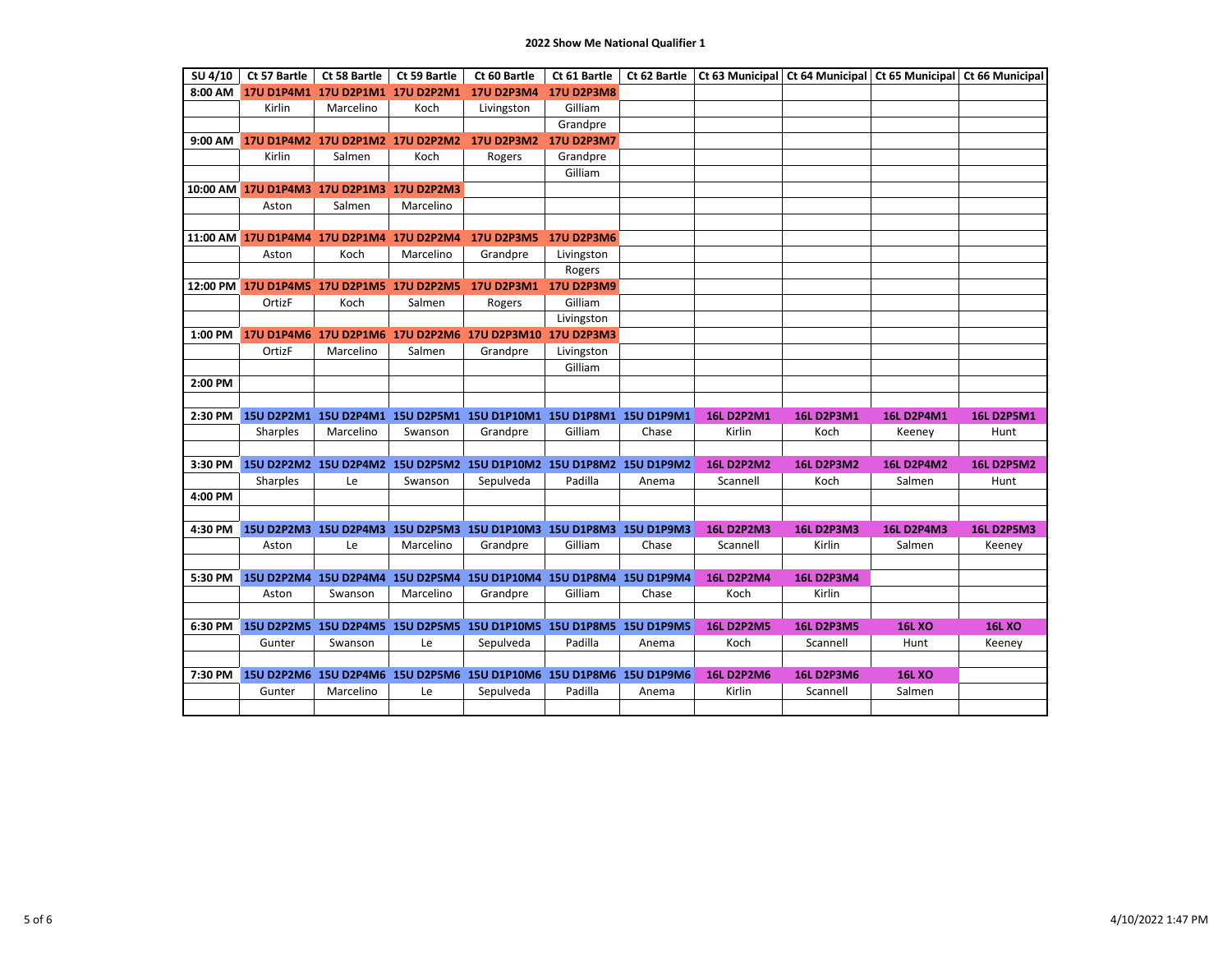## 2022 Show Me National Qualifier 1

| SU 4/10 | Ct 57 Bartle | Ct 58 Bartle | Ct 59 Bartle | Ct 60 Bartle | Ct 61 Bartle | Ct 62 Bartle | Ct 63 Municipal | Ct 64 Municipal | Ct 65 Municipal | Ct 66 Municipal |
|---|---|---|---|---|---|---|---|---|---|---|
| 8:00 AM | 17U D1P4M1 | 17U D2P1M1 | 17U D2P2M1 | 17U D2P3M4 | 17U D2P3M8 | | | | | |
| | Kirlin | Marcelino | Koch | Livingston | Gilliam | | | | | |
| | | | | | Grandpre | | | | | |
| 9:00 AM | 17U D1P4M2 | 17U D2P1M2 | 17U D2P2M2 | 17U D2P3M2 | 17U D2P3M7 | | | | | |
| | Kirlin | Salmen | Koch | Rogers | Grandpre | | | | | |
| | | | | | Gilliam | | | | | |
| 10:00 AM | 17U D1P4M3 | 17U D2P1M3 | 17U D2P2M3 | | | | | | | |
| | Aston | Salmen | Marcelino | | | | | | | |
| | | | | | | | | | | |
| 11:00 AM | 17U D1P4M4 | 17U D2P1M4 | 17U D2P2M4 | 17U D2P3M5 | 17U D2P3M6 | | | | | |
| | Aston | Koch | Marcelino | Grandpre | Livingston | | | | | |
| | | | | | Rogers | | | | | |
| 12:00 PM | 17U D1P4M5 | 17U D2P1M5 | 17U D2P2M5 | 17U D2P3M1 | 17U D2P3M9 | | | | | |
| | OrtizF | Koch | Salmen | Rogers | Gilliam | | | | | |
| | | | | | Livingston | | | | | |
| 1:00 PM | 17U D1P4M6 | 17U D2P1M6 | 17U D2P2M6 | 17U D2P3M10 | 17U D2P3M3 | | | | | |
| | OrtizF | Marcelino | Salmen | Grandpre | Livingston | | | | | |
| | | | | | Gilliam | | | | | |
| 2:00 PM | | | | | | | | | | |
| | | | | | | | | | | |
| 2:30 PM | 15U D2P2M1 | 15U D2P4M1 | 15U D2P5M1 | 15U D1P10M1 | 15U D1P8M1 | 15U D1P9M1 | 16L D2P2M1 | 16L D2P3M1 | 16L D2P4M1 | 16L D2P5M1 |
| | Sharples | Marcelino | Swanson | Grandpre | Gilliam | Chase | Kirlin | Koch | Keeney | Hunt |
| | | | | | | | | | | |
| 3:30 PM | 15U D2P2M2 | 15U D2P4M2 | 15U D2P5M2 | 15U D1P10M2 | 15U D1P8M2 | 15U D1P9M2 | 16L D2P2M2 | 16L D2P3M2 | 16L D2P4M2 | 16L D2P5M2 |
| | Sharples | Le | Swanson | Sepulveda | Padilla | Anema | Scannell | Koch | Salmen | Hunt |
| 4:00 PM | | | | | | | | | | |
| | | | | | | | | | | |
| 4:30 PM | 15U D2P2M3 | 15U D2P4M3 | 15U D2P5M3 | 15U D1P10M3 | 15U D1P8M3 | 15U D1P9M3 | 16L D2P2M3 | 16L D2P3M3 | 16L D2P4M3 | 16L D2P5M3 |
| | Aston | Le | Marcelino | Grandpre | Gilliam | Chase | Scannell | Kirlin | Salmen | Keeney |
| | | | | | | | | | | |
| 5:30 PM | 15U D2P2M4 | 15U D2P4M4 | 15U D2P5M4 | 15U D1P10M4 | 15U D1P8M4 | 15U D1P9M4 | 16L D2P2M4 | 16L D2P3M4 | | |
| | Aston | Swanson | Marcelino | Grandpre | Gilliam | Chase | Koch | Kirlin | | |
| | | | | | | | | | | |
| 6:30 PM | 15U D2P2M5 | 15U D2P4M5 | 15U D2P5M5 | 15U D1P10M5 | 15U D1P8M5 | 15U D1P9M5 | 16L D2P2M5 | 16L D2P3M5 | 16L XO | 16L XO |
| | Gunter | Swanson | Le | Sepulveda | Padilla | Anema | Koch | Scannell | Hunt | Keeney |
| | | | | | | | | | | |
| 7:30 PM | 15U D2P2M6 | 15U D2P4M6 | 15U D2P5M6 | 15U D1P10M6 | 15U D1P8M6 | 15U D1P9M6 | 16L D2P2M6 | 16L D2P3M6 | 16L XO | |
| | Gunter | Marcelino | Le | Sepulveda | Padilla | Anema | Kirlin | Scannell | Salmen | |
| | | | | | | | | | | |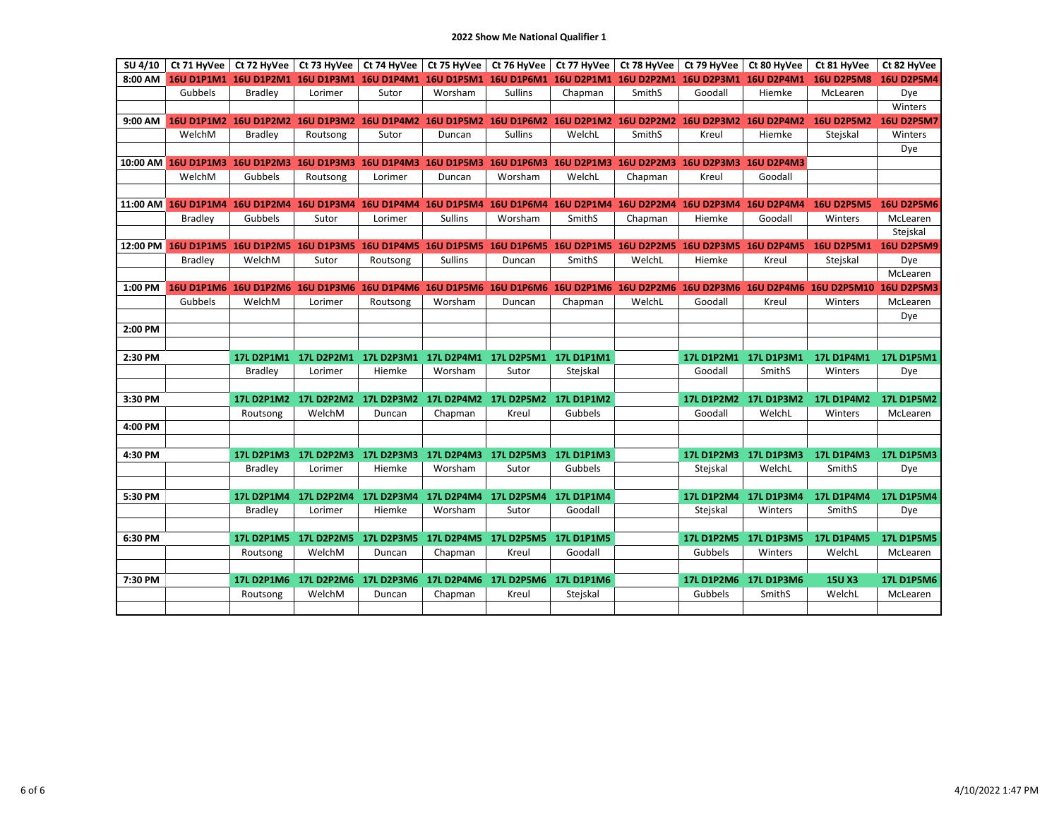## 2022 Show Me National Qualifier 1

| SU 4/10 | Ct 71 HyVee | Ct 72 HyVee | Ct 73 HyVee | Ct 74 HyVee | Ct 75 HyVee | Ct 76 HyVee | Ct 77 HyVee | Ct 78 HyVee | Ct 79 HyVee | Ct 80 HyVee | Ct 81 HyVee | Ct 82 HyVee |
|---|---|---|---|---|---|---|---|---|---|---|---|---|
| 8:00 AM | 16U D1P1M1 | 16U D1P2M1 | 16U D1P3M1 | 16U D1P4M1 | 16U D1P5M1 | 16U D1P6M1 | 16U D2P1M1 | 16U D2P2M1 | 16U D2P3M1 | 16U D2P4M1 | 16U D2P5M8 | 16U D2P5M4 |
| | Gubbels | Bradley | Lorimer | Sutor | Worsham | Sullins | Chapman | SmithS | Goodall | Hiemke | McLearen | Dye |
| | | | | | | | | | | | | Winters |
| 9:00 AM | 16U D1P1M2 | 16U D1P2M2 | 16U D1P3M2 | 16U D1P4M2 | 16U D1P5M2 | 16U D1P6M2 | 16U D2P1M2 | 16U D2P2M2 | 16U D2P3M2 | 16U D2P4M2 | 16U D2P5M2 | 16U D2P5M7 |
| | WelchM | Bradley | Routsong | Sutor | Duncan | Sullins | WelchL | SmithS | Kreul | Hiemke | Stejskal | Winters |
| | | | | | | | | | | | | Dye |
| 10:00 AM | 16U D1P1M3 | 16U D1P2M3 | 16U D1P3M3 | 16U D1P4M3 | 16U D1P5M3 | 16U D1P6M3 | 16U D2P1M3 | 16U D2P2M3 | 16U D2P3M3 | 16U D2P4M3 | | |
| | WelchM | Gubbels | Routsong | Lorimer | Duncan | Worsham | WelchL | Chapman | Kreul | Goodall | | |
| | | | | | | | | | | | | |
| 11:00 AM | 16U D1P1M4 | 16U D1P2M4 | 16U D1P3M4 | 16U D1P4M4 | 16U D1P5M4 | 16U D1P6M4 | 16U D2P1M4 | 16U D2P2M4 | 16U D2P3M4 | 16U D2P4M4 | 16U D2P5M5 | 16U D2P5M6 |
| | Bradley | Gubbels | Sutor | Lorimer | Sullins | Worsham | SmithS | Chapman | Hiemke | Goodall | Winters | McLearen |
| | | | | | | | | | | | | Stejskal |
| 12:00 PM | 16U D1P1M5 | 16U D1P2M5 | 16U D1P3M5 | 16U D1P4M5 | 16U D1P5M5 | 16U D1P6M5 | 16U D2P1M5 | 16U D2P2M5 | 16U D2P3M5 | 16U D2P4M5 | 16U D2P5M1 | 16U D2P5M9 |
| | Bradley | WelchM | Sutor | Routsong | Sullins | Duncan | SmithS | WelchL | Hiemke | Kreul | Stejskal | Dye |
| | | | | | | | | | | | | McLearen |
| 1:00 PM | 16U D1P1M6 | 16U D1P2M6 | 16U D1P3M6 | 16U D1P4M6 | 16U D1P5M6 | 16U D1P6M6 | 16U D2P1M6 | 16U D2P2M6 | 16U D2P3M6 | 16U D2P4M6 | 16U D2P5M10 | 16U D2P5M3 |
| | Gubbels | WelchM | Lorimer | Routsong | Worsham | Duncan | Chapman | WelchL | Goodall | Kreul | Winters | McLearen |
| | | | | | | | | | | | | Dye |
| 2:00 PM | | | | | | | | | | | | |
| | | | | | | | | | | | | |
| 2:30 PM | | 17L D2P1M1 | 17L D2P2M1 | 17L D2P3M1 | 17L D2P4M1 | 17L D2P5M1 | 17L D1P1M1 | | 17L D1P2M1 | 17L D1P3M1 | 17L D1P4M1 | 17L D1P5M1 |
| | | Bradley | Lorimer | Hiemke | Worsham | Sutor | Stejskal | | Goodall | SmithS | Winters | Dye |
| | | | | | | | | | | | | |
| 3:30 PM | | 17L D2P1M2 | 17L D2P2M2 | 17L D2P3M2 | 17L D2P4M2 | 17L D2P5M2 | 17L D1P1M2 | | 17L D1P2M2 | 17L D1P3M2 | 17L D1P4M2 | 17L D1P5M2 |
| | | Routsong | WelchM | Duncan | Chapman | Kreul | Gubbels | | Goodall | WelchL | Winters | McLearen |
| 4:00 PM | | | | | | | | | | | | |
| | | | | | | | | | | | | |
| 4:30 PM | | 17L D2P1M3 | 17L D2P2M3 | 17L D2P3M3 | 17L D2P4M3 | 17L D2P5M3 | 17L D1P1M3 | | 17L D1P2M3 | 17L D1P3M3 | 17L D1P4M3 | 17L D1P5M3 |
| | | Bradley | Lorimer | Hiemke | Worsham | Sutor | Gubbels | | Stejskal | WelchL | SmithS | Dye |
| | | | | | | | | | | | | |
| 5:30 PM | | 17L D2P1M4 | 17L D2P2M4 | 17L D2P3M4 | 17L D2P4M4 | 17L D2P5M4 | 17L D1P1M4 | | 17L D1P2M4 | 17L D1P3M4 | 17L D1P4M4 | 17L D1P5M4 |
| | | Bradley | Lorimer | Hiemke | Worsham | Sutor | Goodall | | Stejskal | Winters | SmithS | Dye |
| | | | | | | | | | | | | |
| 6:30 PM | | 17L D2P1M5 | 17L D2P2M5 | 17L D2P3M5 | 17L D2P4M5 | 17L D2P5M5 | 17L D1P1M5 | | 17L D1P2M5 | 17L D1P3M5 | 17L D1P4M5 | 17L D1P5M5 |
| | | Routsong | WelchM | Duncan | Chapman | Kreul | Goodall | | Gubbels | Winters | WelchL | McLearen |
| | | | | | | | | | | | | |
| 7:30 PM | | 17L D2P1M6 | 17L D2P2M6 | 17L D2P3M6 | 17L D2P4M6 | 17L D2P5M6 | 17L D1P1M6 | | 17L D1P2M6 | 17L D1P3M6 | 15U X3 | 17L D1P5M6 |
| | | Routsong | WelchM | Duncan | Chapman | Kreul | Stejskal | | Gubbels | SmithS | WelchL | McLearen |
| | | | | | | | | | | | | |

4/10/2022 1:47 PM